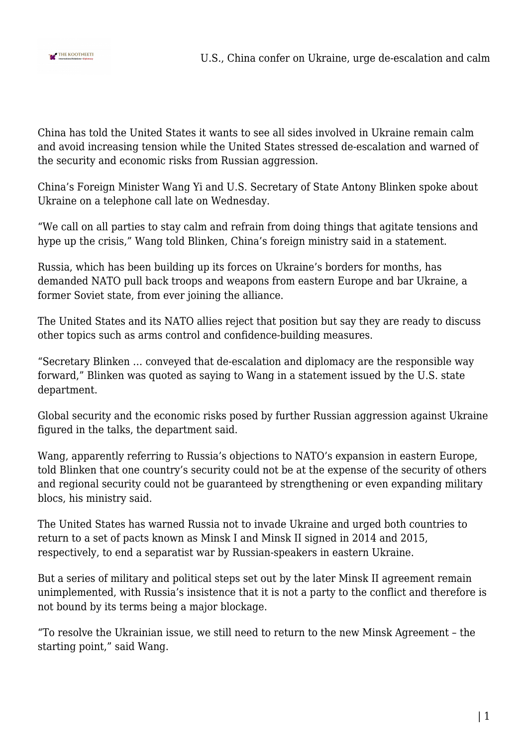China has told the United States it wants to see all sides involved in Ukraine remain calm and avoid increasing tension while the United States stressed de-escalation and warned of the security and economic risks from Russian aggression.

China's Foreign Minister Wang Yi and U.S. Secretary of State Antony Blinken spoke about Ukraine on a telephone call late on Wednesday.

"We call on all parties to stay calm and refrain from doing things that agitate tensions and hype up the crisis," Wang told Blinken, China's foreign ministry said in a statement.

Russia, which has been building up its forces on Ukraine's borders for months, has demanded NATO pull back troops and weapons from eastern Europe and bar Ukraine, a former Soviet state, from ever joining the alliance.

The United States and its NATO allies reject that position but say they are ready to discuss other topics such as arms control and confidence-building measures.

"Secretary Blinken … conveyed that de-escalation and diplomacy are the responsible way forward," Blinken was quoted as saying to Wang in a statement issued by the U.S. state department.

Global security and the economic risks posed by further Russian aggression against Ukraine figured in the talks, the department said.

Wang, apparently referring to Russia's objections to NATO's expansion in eastern Europe, told Blinken that one country's security could not be at the expense of the security of others and regional security could not be guaranteed by strengthening or even expanding military blocs, his ministry said.

The United States has warned Russia not to invade Ukraine and urged both countries to return to a set of pacts known as Minsk I and Minsk II signed in 2014 and 2015, respectively, to end a separatist war by Russian-speakers in eastern Ukraine.

But a series of military and political steps set out by the later Minsk II agreement remain unimplemented, with Russia's insistence that it is not a party to the conflict and therefore is not bound by its terms being a major blockage.

"To resolve the Ukrainian issue, we still need to return to the new Minsk Agreement – the starting point," said Wang.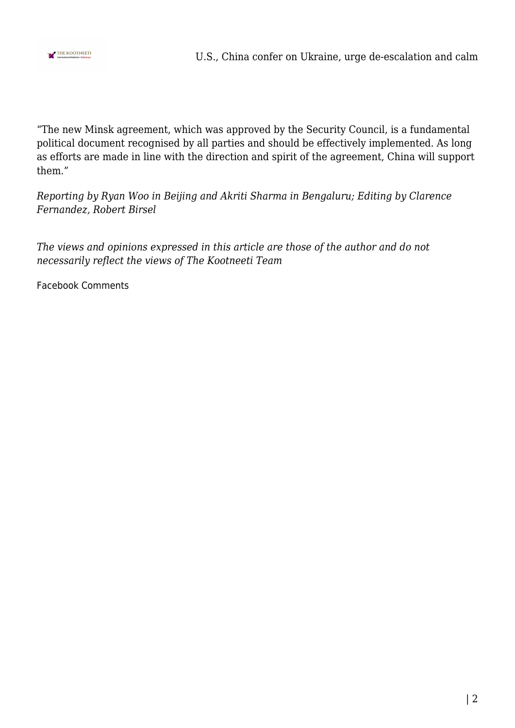"The new Minsk agreement, which was approved by the Security Council, is a fundamental political document recognised by all parties and should be effectively implemented. As long as efforts are made in line with the direction and spirit of the agreement, China will support them."

*Reporting by Ryan Woo in Beijing and Akriti Sharma in Bengaluru; Editing by Clarence Fernandez, Robert Birsel*

*The views and opinions expressed in this article are those of the author and do not necessarily reflect the views of The Kootneeti Team*

Facebook Comments